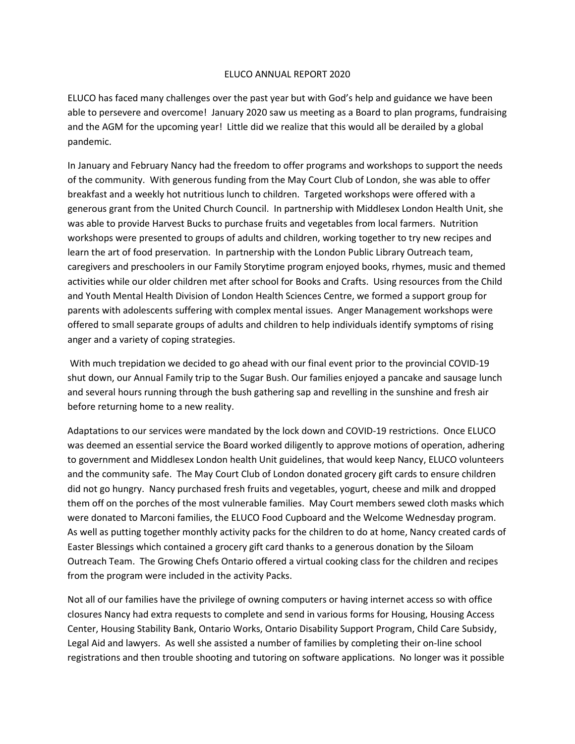# ELUCO ANNUAL REPORT 2020

ELUCO has faced many challenges over the past year but with God's help and guidance we have been able to persevere and overcome! January 2020 saw us meeting as a Board to plan programs, fundraising and the AGM for the upcoming year! Little did we realize that this would all be derailed by a global pandemic.

In January and February Nancy had the freedom to offer programs and workshops to support the needs of the community. With generous funding from the May Court Club of London, she was able to offer breakfast and a weekly hot nutritious lunch to children. Targeted workshops were offered with a generous grant from the United Church Council. In partnership with Middlesex London Health Unit, she was able to provide Harvest Bucks to purchase fruits and vegetables from local farmers. Nutrition workshops were presented to groups of adults and children, working together to try new recipes and learn the art of food preservation. In partnership with the London Public Library Outreach team, caregivers and preschoolers in our Family Storytime program enjoyed books, rhymes, music and themed activities while our older children met after school for Books and Crafts. Using resources from the Child and Youth Mental Health Division of London Health Sciences Centre, we formed a support group for parents with adolescents suffering with complex mental issues. Anger Management workshops were offered to small separate groups of adults and children to help individuals identify symptoms of rising anger and a variety of coping strategies.

With much trepidation we decided to go ahead with our final event prior to the provincial COVID-19 shut down, our Annual Family trip to the Sugar Bush. Our families enjoyed a pancake and sausage lunch and several hours running through the bush gathering sap and revelling in the sunshine and fresh air before returning home to a new reality.

Adaptations to our services were mandated by the lock down and COVID-19 restrictions. Once ELUCO was deemed an essential service the Board worked diligently to approve motions of operation, adhering to government and Middlesex London health Unit guidelines, that would keep Nancy, ELUCO volunteers and the community safe. The May Court Club of London donated grocery gift cards to ensure children did not go hungry. Nancy purchased fresh fruits and vegetables, yogurt, cheese and milk and dropped them off on the porches of the most vulnerable families. May Court members sewed cloth masks which were donated to Marconi families, the ELUCO Food Cupboard and the Welcome Wednesday program. As well as putting together monthly activity packs for the children to do at home, Nancy created cards of Easter Blessings which contained a grocery gift card thanks to a generous donation by the Siloam Outreach Team. The Growing Chefs Ontario offered a virtual cooking class for the children and recipes from the program were included in the activity Packs.

Not all of our families have the privilege of owning computers or having internet access so with office closures Nancy had extra requests to complete and send in various forms for Housing, Housing Access Center, Housing Stability Bank, Ontario Works, Ontario Disability Support Program, Child Care Subsidy, Legal Aid and lawyers. As well she assisted a number of families by completing their on-line school registrations and then trouble shooting and tutoring on software applications. No longer was it possible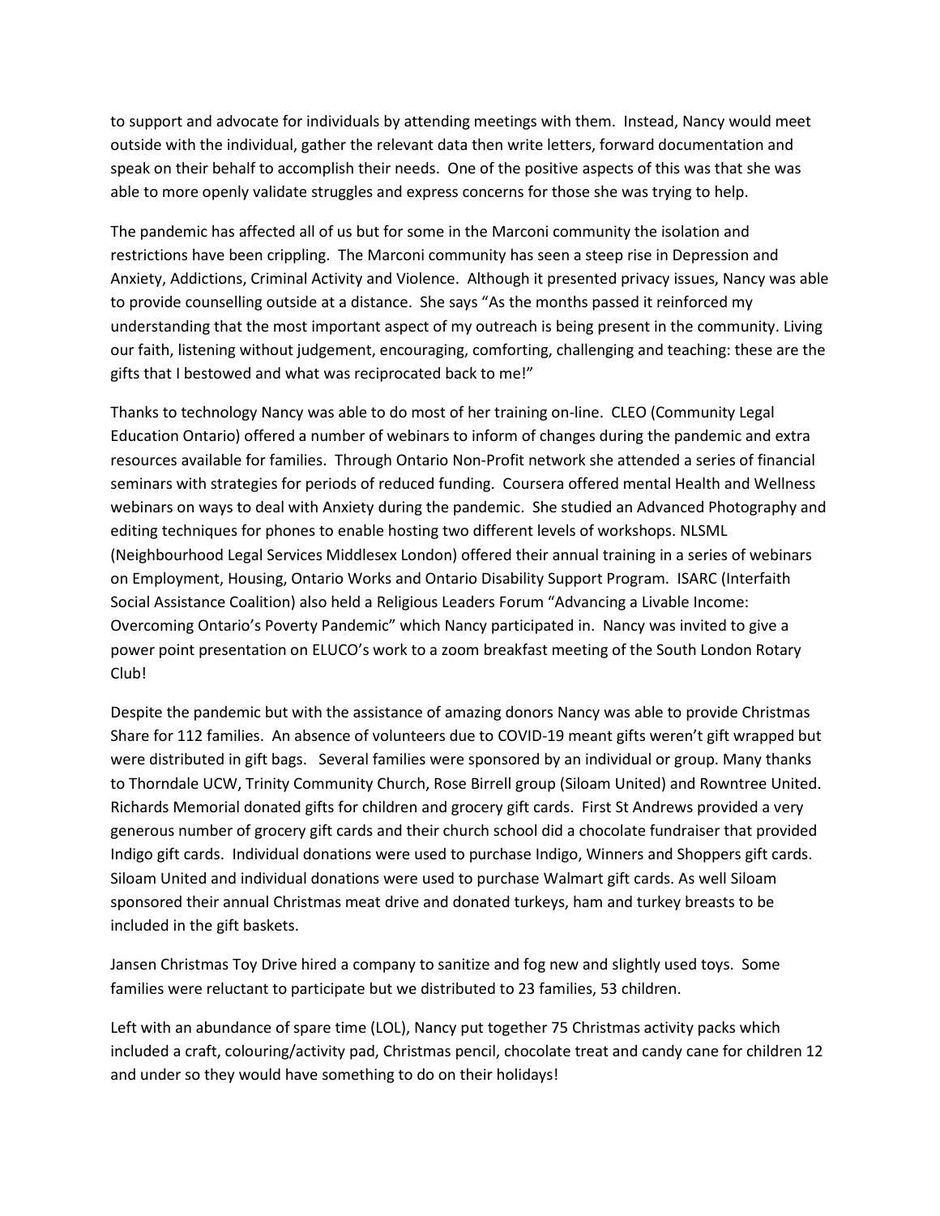to support and advocate for individuals by attending meetings with them. Instead, Nancy would meet outside with the individual, gather the relevant data then write letters, forward documentation and speak on their behalf to accomplish their needs. One of the positive aspects of this was that she was able to more openly validate struggles and express concerns for those she was trying to help.

The pandemic has affected all of us but for some in the Marconi community the isolation and restrictions have been crippling. The Marconi community has seen a steep rise in Depression and Anxiety, Addictions, Criminal Activity and Violence. Although it presented privacy issues, Nancy was able to provide counselling outside at a distance. She says "As the months passed it reinforced my understanding that the most important aspect of my outreach is being present in the community. Living our faith, listening without judgement, encouraging, comforting, challenging and teaching: these are the gifts that I bestowed and what was reciprocated back to me!"

Thanks to technology Nancy was able to do most of her training on-line. CLEO (Community Legal Education Ontario) offered a number of webinars to inform of changes during the pandemic and extra resources available for families. Through Ontario Non-Profit network she attended a series of financial seminars with strategies for periods of reduced funding. Coursera offered mental Health and Wellness webinars on ways to deal with Anxiety during the pandemic. She studied an Advanced Photography and editing techniques for phones to enable hosting two different levels of workshops. NLSML (Neighbourhood Legal Services Middlesex London) offered their annual training in a series of webinars on Employment, Housing, Ontario Works and Ontario Disability Support Program. ISARC (Interfaith Social Assistance Coalition) also held a Religious Leaders Forum "Advancing a Livable Income: Overcoming Ontario's Poverty Pandemic" which Nancy participated in. Nancy was invited to give a power point presentation on ELUCO's work to a zoom breakfast meeting of the South London Rotary Club!

Despite the pandemic but with the assistance of amazing donors Nancy was able to provide Christmas Share for 112 families. An absence of volunteers due to COVID-19 meant gifts weren't gift wrapped but were distributed in gift bags. Several families were sponsored by an individual or group. Many thanks to Thorndale UCW, Trinity Community Church, Rose Birrell group (Siloam United) and Rowntree United. Richards Memorial donated gifts for children and grocery gift cards. First St Andrews provided a very generous number of grocery gift cards and their church school did a chocolate fundraiser that provided Indigo gift cards. Individual donations were used to purchase Indigo, Winners and Shoppers gift cards. Siloam United and individual donations were used to purchase Walmart gift cards. As well Siloam sponsored their annual Christmas meat drive and donated turkeys, ham and turkey breasts to be included in the gift baskets.

Jansen Christmas Toy Drive hired a company to sanitize and fog new and slightly used toys. Some families were reluctant to participate but we distributed to 23 families, 53 children.

Left with an abundance of spare time (LOL), Nancy put together 75 Christmas activity packs which included a craft, colouring/activity pad, Christmas pencil, chocolate treat and candy cane for children 12 and under so they would have something to do on their holidays!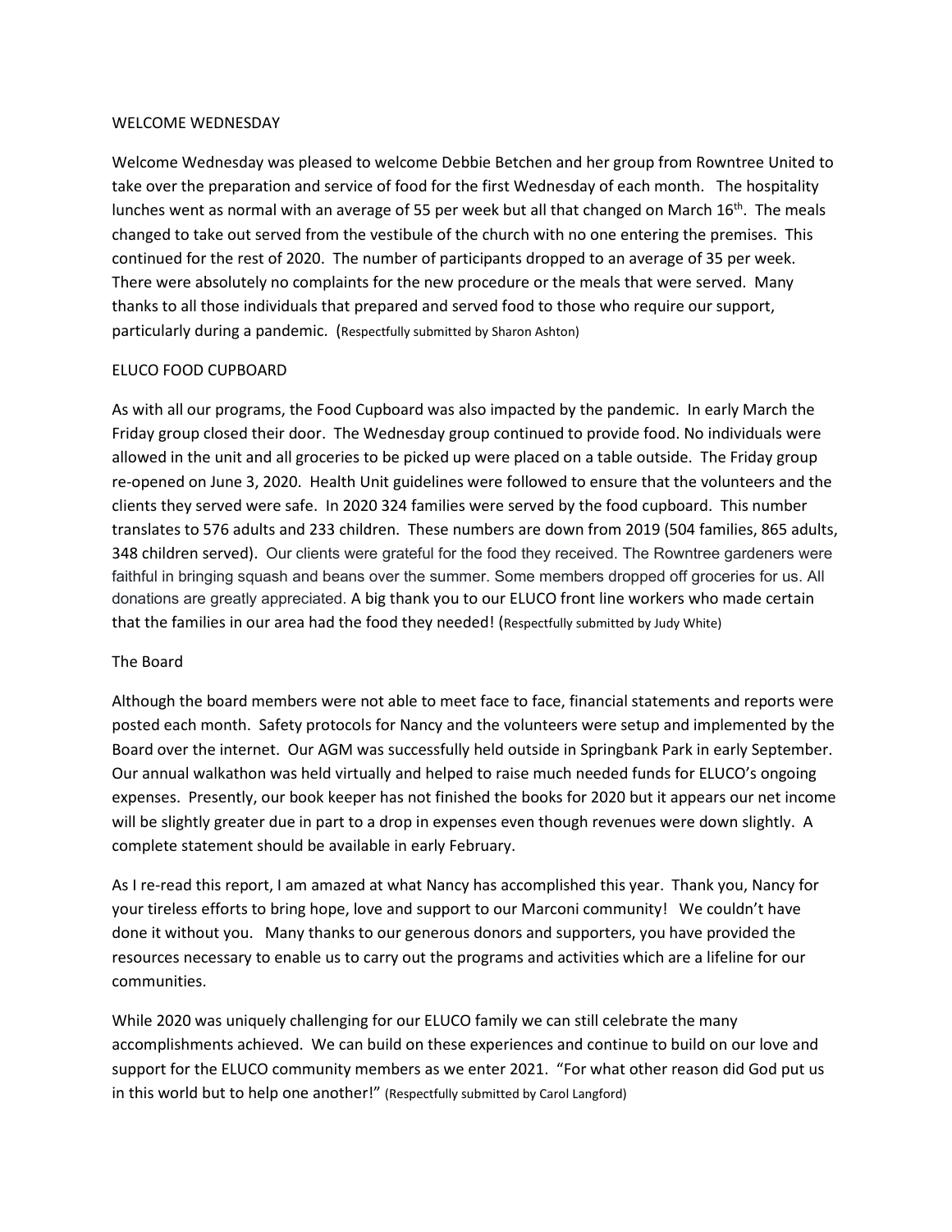## WELCOME WEDNESDAY

Welcome Wednesday was pleased to welcome Debbie Betchen and her group from Rowntree United to take over the preparation and service of food for the first Wednesday of each month. The hospitality lunches went as normal with an average of 55 per week but all that changed on March 16th. The meals changed to take out served from the vestibule of the church with no one entering the premises. This continued for the rest of 2020. The number of participants dropped to an average of 35 per week. There were absolutely no complaints for the new procedure or the meals that were served. Many thanks to all those individuals that prepared and served food to those who require our support, particularly during a pandemic. (Respectfully submitted by Sharon Ashton)

## ELUCO FOOD CUPBOARD

As with all our programs, the Food Cupboard was also impacted by the pandemic. In early March the Friday group closed their door. The Wednesday group continued to provide food. No individuals were allowed in the unit and all groceries to be picked up were placed on a table outside. The Friday group re-opened on June 3, 2020. Health Unit guidelines were followed to ensure that the volunteers and the clients they served were safe. In 2020 324 families were served by the food cupboard. This number translates to 576 adults and 233 children. These numbers are down from 2019 (504 families, 865 adults, 348 children served). Our clients were grateful for the food they received. The Rowntree gardeners were faithful in bringing squash and beans over the summer. Some members dropped off groceries for us. All donations are greatly appreciated. A big thank you to our ELUCO front line workers who made certain that the families in our area had the food they needed! (Respectfully submitted by Judy White)

## The Board

Although the board members were not able to meet face to face, financial statements and reports were posted each month. Safety protocols for Nancy and the volunteers were setup and implemented by the Board over the internet. Our AGM was successfully held outside in Springbank Park in early September. Our annual walkathon was held virtually and helped to raise much needed funds for ELUCO's ongoing expenses. Presently, our book keeper has not finished the books for 2020 but it appears our net income will be slightly greater due in part to a drop in expenses even though revenues were down slightly. A complete statement should be available in early February.

As I re-read this report, I am amazed at what Nancy has accomplished this year. Thank you, Nancy for your tireless efforts to bring hope, love and support to our Marconi community! We couldn't have done it without you. Many thanks to our generous donors and supporters, you have provided the resources necessary to enable us to carry out the programs and activities which are a lifeline for our communities.

While 2020 was uniquely challenging for our ELUCO family we can still celebrate the many accomplishments achieved. We can build on these experiences and continue to build on our love and support for the ELUCO community members as we enter 2021. "For what other reason did God put us in this world but to help one another!" (Respectfully submitted by Carol Langford)